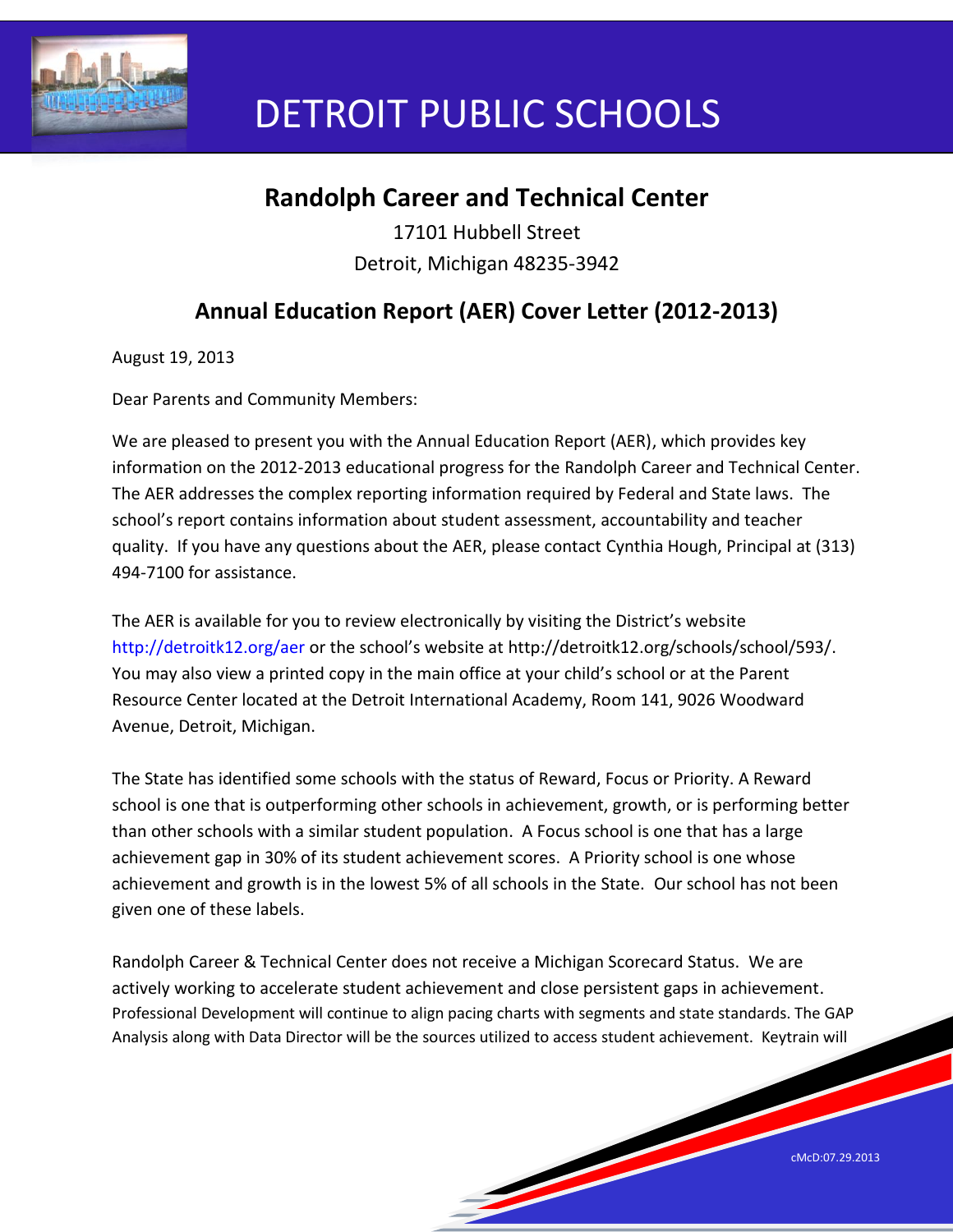# DETROIT PUBLIC SCHOOLS

## Randolph Career and Technical Center

17101 Hubbell Street

Detroit, Michigan 48235-3942

## Annual Education Report (AER) Cover Letter (2012-2013)

August 19, 2013

Dear Parents and Community Members:

We are pleased to present you with the Annual Education Report (AER), which provides key information on the 2012-2013 educational progress for the Randolph Career and Technical Center. The AER addresses the complex reporting information required by Federal and State laws. The school's report contains information about student assessment, accountability and teacher quality. If you have any questions about the AER, please contact Cynthia Hough, Principal at (313) 494-7100 for assistance.

The AER is available for you to review electronically by visiting the District's website http://detroitk12.org/aer or the school's website at http://detroitk12.org/schools/school/593/. You may also view a printed copy in the main office at your child's school or at the Parent Resource Center located at the Detroit International Academy, Room 141, 9026 Woodward Avenue, Detroit, Michigan.

The State has identified some schools with the status of Reward, Focus or Priority. A Reward school is one that is outperforming other schools in achievement, growth, or is performing better than other schools with a similar student population. A Focus school is one that has a large achievement gap in 30% of its student achievement scores. A Priority school is one whose achievement and growth is in the lowest 5% of all schools in the State. Our school has not been given one of these labels.

Randolph Career & Technical Center does not receive a Michigan Scorecard Status. We are actively working to accelerate student achievement and close persistent gaps in achievement. Professional Development will continue to align pacing charts with segments and state standards. The GAP Analysis along with Data Director will be the sources utilized to access student achievement. Keytrain will

cMcD:07.29.2013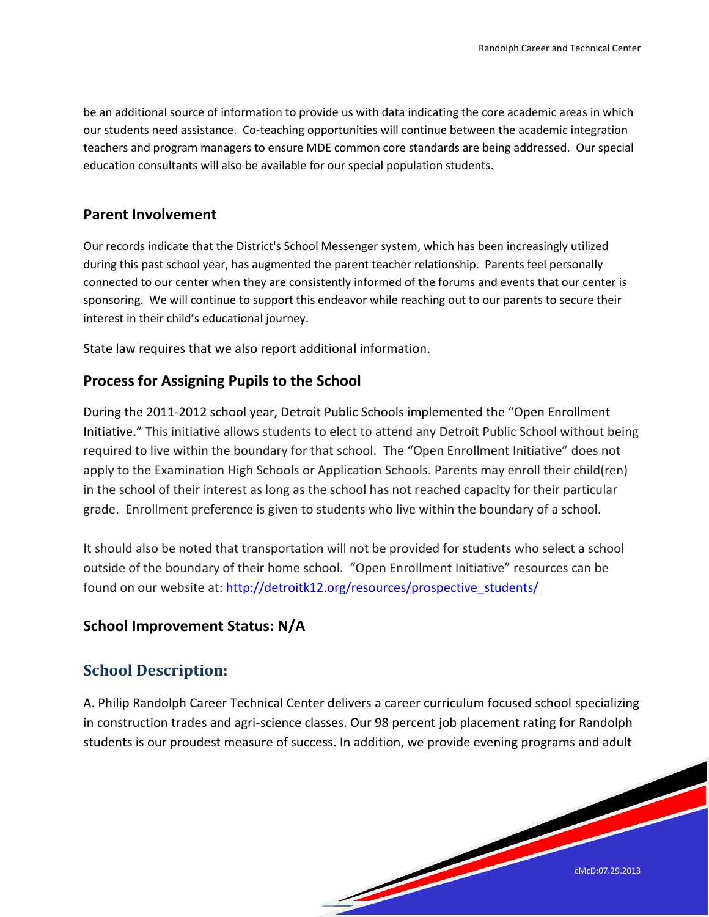be an additional source of information to provide us with data indicating the core academic areas in which our students need assistance. Co-teaching opportunities will continue between the academic integration teachers and program managers to ensure MDE common core standards are being addressed. Our special education consultants will also be available for our special population students.

## Parent Involvement

Our records indicate that the District's School Messenger system, which has been increasingly utilized during this past school year, has augmented the parent teacher relationship. Parents feel personally connected to our center when they are consistently informed of the forums and events that our center is sponsoring. We will continue to support this endeavor while reaching out to our parents to secure their interest in their child's educational journey.

State law requires that we also report additional information.

## Process for Assigning Pupils to the School

During the 2011-2012 school year, Detroit Public Schools implemented the "Open Enrollment Initiative." This initiative allows students to elect to attend any Detroit Public School without being required to live within the boundary for that school. The "Open Enrollment Initiative" does not apply to the Examination High Schools or Application Schools. Parents may enroll their child(ren) in the school of their interest as long as the school has not reached capacity for their particular grade. Enrollment preference is given to students who live within the boundary of a school.

It should also be noted that transportation will not be provided for students who select a school outside of the boundary of their home school. "Open Enrollment Initiative" resources can be found on our website at: http://detroitk12.org/resources/prospective_students/

## School Improvement Status: N/A

## School Description:

A. Philip Randolph Career Technical Center delivers a career curriculum focused school specializing in construction trades and agri-science classes. Our 98 percent job placement rating for Randolph students is our proudest measure of success. In addition, we provide evening programs and adult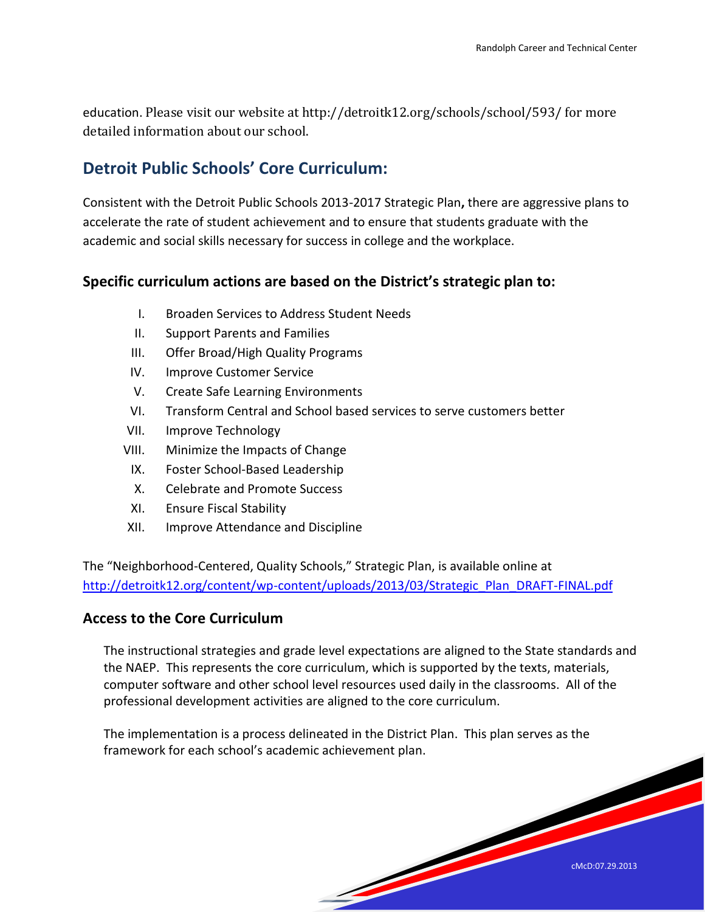education. Please visit our website at http://detroitk12.org/schools/school/593/ for more detailed information about our school.

## Detroit Public Schools' Core Curriculum:

Consistent with the Detroit Public Schools 2013-2017 Strategic Plan**,** there are aggressive plans to accelerate the rate of student achievement and to ensure that students graduate with the academic and social skills necessary for success in college and the workplace.

### Specific curriculum actions are based on the District's strategic plan to:

I. Broaden Services to Address Student Needs
II. Support Parents and Families
III. Offer Broad/High Quality Programs
IV. Improve Customer Service
V. Create Safe Learning Environments
VI. Transform Central and School based services to serve customers better
VII. Improve Technology
VIII. Minimize the Impacts of Change
IX. Foster School-Based Leadership
X. Celebrate and Promote Success
XI. Ensure Fiscal Stability
XII. Improve Attendance and Discipline

The "Neighborhood-Centered, Quality Schools," Strategic Plan, is available online at [http://detroitk12.org/content/wp-content/uploads/2013/03/Strategic_Plan_DRAFT-FINAL.pdf](http://detroitk12.org/content/wp-content/uploads/2013/03/Strategic_Plan_DRAFT-FINAL.pdf)

### Access to the Core Curriculum

The instructional strategies and grade level expectations are aligned to the State standards and the NAEP. This represents the core curriculum, which is supported by the texts, materials, computer software and other school level resources used daily in the classrooms. All of the professional development activities are aligned to the core curriculum.

The implementation is a process delineated in the District Plan. This plan serves as the framework for each school's academic achievement plan.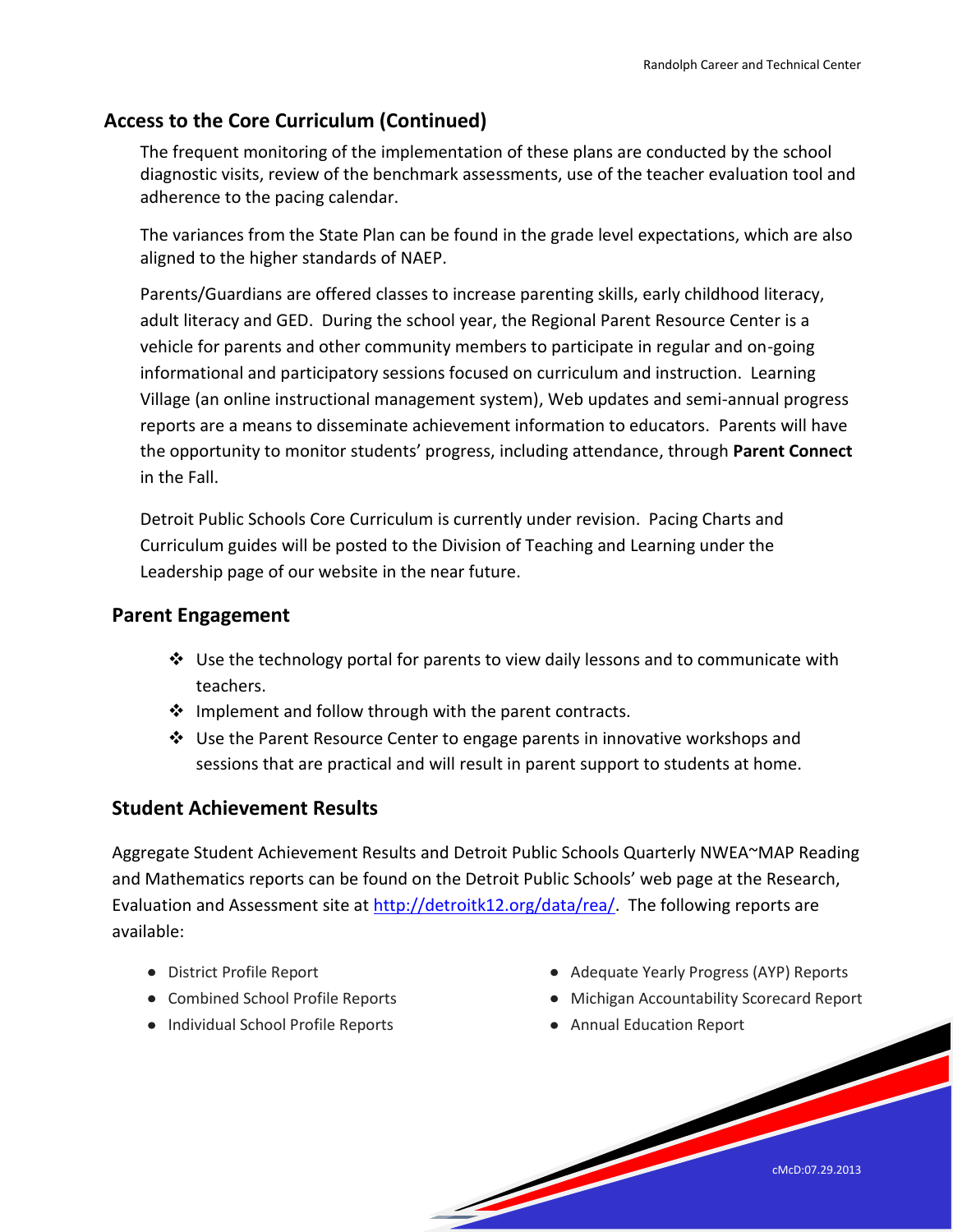## Access to the Core Curriculum (Continued)

The frequent monitoring of the implementation of these plans are conducted by the school diagnostic visits, review of the benchmark assessments, use of the teacher evaluation tool and adherence to the pacing calendar.

The variances from the State Plan can be found in the grade level expectations, which are also aligned to the higher standards of NAEP.

Parents/Guardians are offered classes to increase parenting skills, early childhood literacy, adult literacy and GED. During the school year, the Regional Parent Resource Center is a vehicle for parents and other community members to participate in regular and on-going informational and participatory sessions focused on curriculum and instruction. Learning Village (an online instructional management system), Web updates and semi-annual progress reports are a means to disseminate achievement information to educators. Parents will have the opportunity to monitor students' progress, including attendance, through **Parent Connect** in the Fall.

Detroit Public Schools Core Curriculum is currently under revision. Pacing Charts and Curriculum guides will be posted to the Division of Teaching and Learning under the Leadership page of our website in the near future.

## Parent Engagement

- Use the technology portal for parents to view daily lessons and to communicate with teachers.
- Implement and follow through with the parent contracts.
- Use the Parent Resource Center to engage parents in innovative workshops and sessions that are practical and will result in parent support to students at home.

## Student Achievement Results

Aggregate Student Achievement Results and Detroit Public Schools Quarterly NWEA~MAP Reading and Mathematics reports can be found on the Detroit Public Schools' web page at the Research, Evaluation and Assessment site at http://detroitk12.org/data/rea/. The following reports are available:

- District Profile Report
- Combined School Profile Reports
- Individual School Profile Reports
- Adequate Yearly Progress (AYP) Reports
- Michigan Accountability Scorecard Report
- Annual Education Report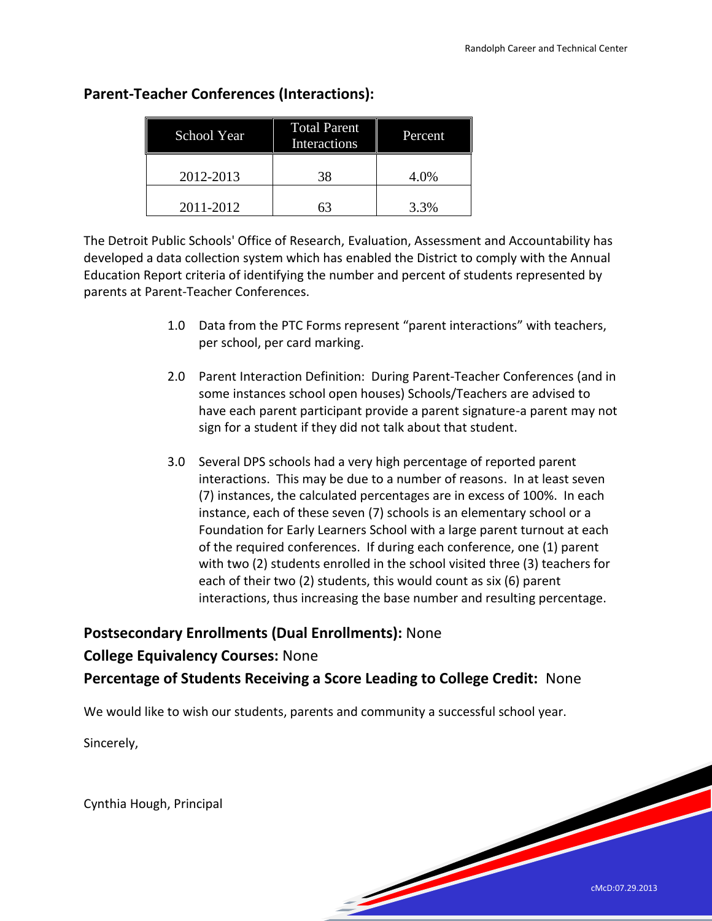## Parent-Teacher Conferences (Interactions):

| School Year | Total Parent Interactions | Percent |
|---|---|---|
| 2012-2013 | 38 | 4.0% |
| 2011-2012 | 63 | 3.3% |

The Detroit Public Schools' Office of Research, Evaluation, Assessment and Accountability has developed a data collection system which has enabled the District to comply with the Annual Education Report criteria of identifying the number and percent of students represented by parents at Parent-Teacher Conferences.

1.0 Data from the PTC Forms represent "parent interactions" with teachers, per school, per card marking.

2.0 Parent Interaction Definition: During Parent-Teacher Conferences (and in some instances school open houses) Schools/Teachers are advised to have each parent participant provide a parent signature-a parent may not sign for a student if they did not talk about that student.

3.0 Several DPS schools had a very high percentage of reported parent interactions. This may be due to a number of reasons. In at least seven (7) instances, the calculated percentages are in excess of 100%. In each instance, each of these seven (7) schools is an elementary school or a Foundation for Early Learners School with a large parent turnout at each of the required conferences. If during each conference, one (1) parent with two (2) students enrolled in the school visited three (3) teachers for each of their two (2) students, this would count as six (6) parent interactions, thus increasing the base number and resulting percentage.

**Postsecondary Enrollments (Dual Enrollments):** None

**College Equivalency Courses:** None

**Percentage of Students Receiving a Score Leading to College Credit:** None

We would like to wish our students, parents and community a successful school year.

Sincerely,

Cynthia Hough, Principal